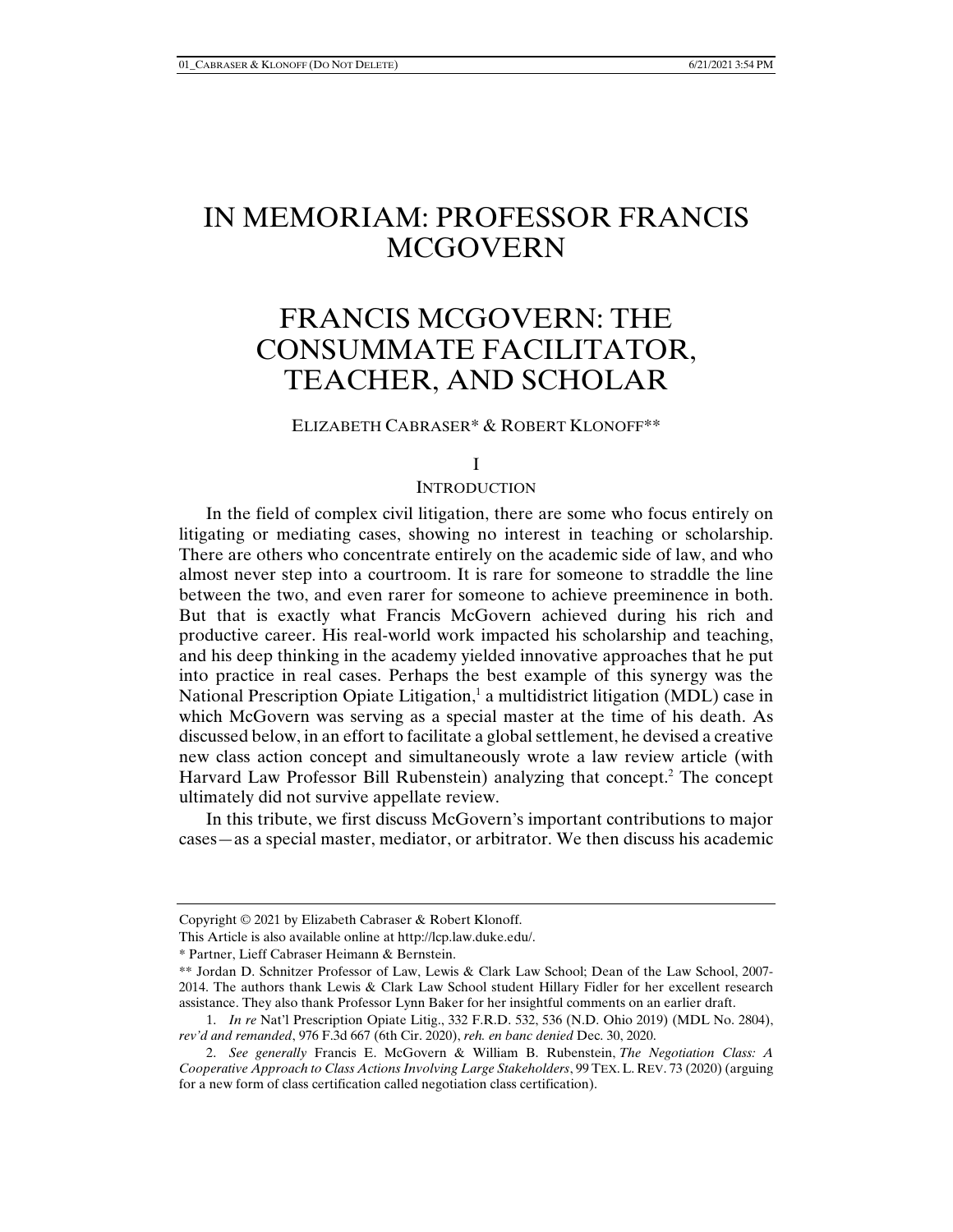# IN MEMORIAM: PROFESSOR FRANCIS MCGOVERN

# FRANCIS MCGOVERN: THE CONSUMMATE FACILITATOR, TEACHER, AND SCHOLAR

ELIZABETH CABRASER* & ROBERT KLONOFF**

## I

## INTRODUCTION

In the field of complex civil litigation, there are some who focus entirely on litigating or mediating cases, showing no interest in teaching or scholarship. There are others who concentrate entirely on the academic side of law, and who almost never step into a courtroom. It is rare for someone to straddle the line between the two, and even rarer for someone to achieve preeminence in both. But that is exactly what Francis McGovern achieved during his rich and productive career. His real-world work impacted his scholarship and teaching, and his deep thinking in the academy yielded innovative approaches that he put into practice in real cases. Perhaps the best example of this synergy was the National Prescription Opiate Litigation,[1] a multidistrict litigation (MDL) case in which McGovern was serving as a special master at the time of his death. As discussed below, in an effort to facilitate a global settlement, he devised a creative new class action concept and simultaneously wrote a law review article (with Harvard Law Professor Bill Rubenstein) analyzing that concept.[2] The concept ultimately did not survive appellate review.

In this tribute, we first discuss McGovern's important contributions to major cases—as a special master, mediator, or arbitrator. We then discuss his academic

---

Copyright © 2021 by Elizabeth Cabraser & Robert Klonoff.

This Article is also available online at http://lcp.law.duke.edu/.

\* Partner, Lieff Cabraser Heimann & Bernstein.

\*\* Jordan D. Schnitzer Professor of Law, Lewis & Clark Law School; Dean of the Law School, 2007-2014. The authors thank Lewis & Clark Law School student Hillary Fidler for her excellent research assistance. They also thank Professor Lynn Baker for her insightful comments on an earlier draft.

1. *In re* Nat'l Prescription Opiate Litig., 332 F.R.D. 532, 536 (N.D. Ohio 2019) (MDL No. 2804), *rev'd and remanded*, 976 F.3d 667 (6th Cir. 2020), *reh. en banc denied* Dec. 30, 2020.

2. *See generally* Francis E. McGovern & William B. Rubenstein, *The Negotiation Class: A Cooperative Approach to Class Actions Involving Large Stakeholders*, 99 TEX. L. REV. 73 (2020) (arguing for a new form of class certification called negotiation class certification).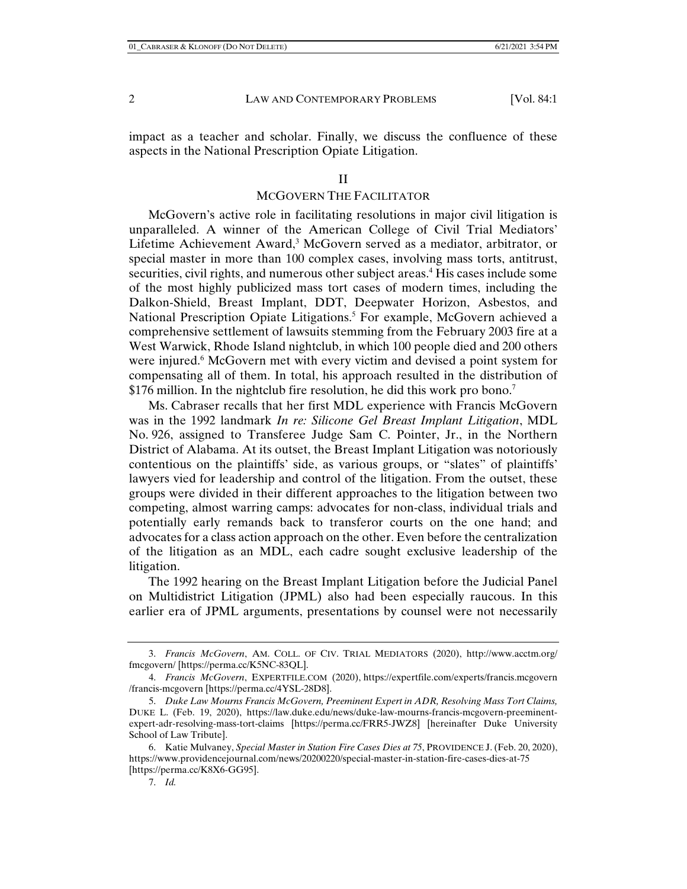impact as a teacher and scholar. Finally, we discuss the confluence of these aspects in the National Prescription Opiate Litigation.

## II

## MCGOVERN THE FACILITATOR

McGovern's active role in facilitating resolutions in major civil litigation is unparalleled. A winner of the American College of Civil Trial Mediators' Lifetime Achievement Award,[3] McGovern served as a mediator, arbitrator, or special master in more than 100 complex cases, involving mass torts, antitrust, securities, civil rights, and numerous other subject areas.[4] His cases include some of the most highly publicized mass tort cases of modern times, including the Dalkon-Shield, Breast Implant, DDT, Deepwater Horizon, Asbestos, and National Prescription Opiate Litigations.[5] For example, McGovern achieved a comprehensive settlement of lawsuits stemming from the February 2003 fire at a West Warwick, Rhode Island nightclub, in which 100 people died and 200 others were injured.[6] McGovern met with every victim and devised a point system for compensating all of them. In total, his approach resulted in the distribution of $176 million. In the nightclub fire resolution, he did this work pro bono.[7]

Ms. Cabraser recalls that her first MDL experience with Francis McGovern was in the 1992 landmark *In re: Silicone Gel Breast Implant Litigation*, MDL No. 926, assigned to Transferee Judge Sam C. Pointer, Jr., in the Northern District of Alabama. At its outset, the Breast Implant Litigation was notoriously contentious on the plaintiffs' side, as various groups, or "slates" of plaintiffs' lawyers vied for leadership and control of the litigation. From the outset, these groups were divided in their different approaches to the litigation between two competing, almost warring camps: advocates for non-class, individual trials and potentially early remands back to transferor courts on the one hand; and advocates for a class action approach on the other. Even before the centralization of the litigation as an MDL, each cadre sought exclusive leadership of the litigation.

The 1992 hearing on the Breast Implant Litigation before the Judicial Panel on Multidistrict Litigation (JPML) also had been especially raucous. In this earlier era of JPML arguments, presentations by counsel were not necessarily

---

3. *Francis McGovern*, AM. COLL. OF CIV. TRIAL MEDIATORS (2020), http://www.acctm.org/fmcgovern/ [https://perma.cc/K5NC-83QL].

4. *Francis McGovern*, EXPERTFILE.COM (2020), https://expertfile.com/experts/francis.mcgovern/francis-mcgovern [https://perma.cc/4YSL-28D8].

5. *Duke Law Mourns Francis McGovern, Preeminent Expert in ADR, Resolving Mass Tort Claims,* DUKE L. (Feb. 19, 2020), https://law.duke.edu/news/duke-law-mourns-francis-mcgovern-preeminent-expert-adr-resolving-mass-tort-claims [https://perma.cc/FRR5-JWZ8] [hereinafter Duke University School of Law Tribute].

6. Katie Mulvaney, *Special Master in Station Fire Cases Dies at 75*, PROVIDENCE J. (Feb. 20, 2020), https://www.providencejournal.com/news/20200220/special-master-in-station-fire-cases-dies-at-75 [https://perma.cc/K8X6-GG95].

7. *Id.*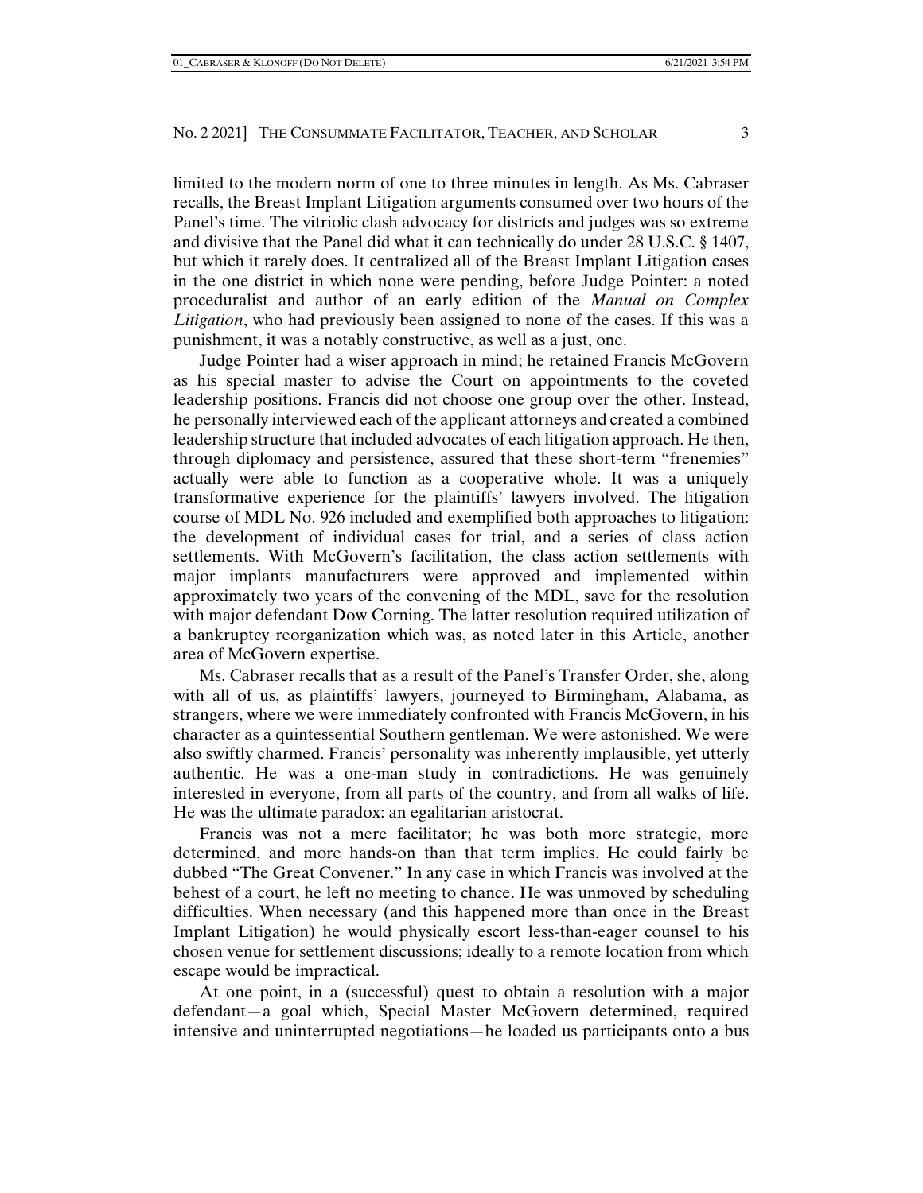limited to the modern norm of one to three minutes in length. As Ms. Cabraser recalls, the Breast Implant Litigation arguments consumed over two hours of the Panel's time. The vitriolic clash advocacy for districts and judges was so extreme and divisive that the Panel did what it can technically do under 28 U.S.C. § 1407, but which it rarely does. It centralized all of the Breast Implant Litigation cases in the one district in which none were pending, before Judge Pointer: a noted proceduralist and author of an early edition of the *Manual on Complex Litigation*, who had previously been assigned to none of the cases. If this was a punishment, it was a notably constructive, as well as a just, one.

Judge Pointer had a wiser approach in mind; he retained Francis McGovern as his special master to advise the Court on appointments to the coveted leadership positions. Francis did not choose one group over the other. Instead, he personally interviewed each of the applicant attorneys and created a combined leadership structure that included advocates of each litigation approach. He then, through diplomacy and persistence, assured that these short-term "frenemies" actually were able to function as a cooperative whole. It was a uniquely transformative experience for the plaintiffs' lawyers involved. The litigation course of MDL No. 926 included and exemplified both approaches to litigation: the development of individual cases for trial, and a series of class action settlements. With McGovern's facilitation, the class action settlements with major implants manufacturers were approved and implemented within approximately two years of the convening of the MDL, save for the resolution with major defendant Dow Corning. The latter resolution required utilization of a bankruptcy reorganization which was, as noted later in this Article, another area of McGovern expertise.

Ms. Cabraser recalls that as a result of the Panel's Transfer Order, she, along with all of us, as plaintiffs' lawyers, journeyed to Birmingham, Alabama, as strangers, where we were immediately confronted with Francis McGovern, in his character as a quintessential Southern gentleman. We were astonished. We were also swiftly charmed. Francis' personality was inherently implausible, yet utterly authentic. He was a one-man study in contradictions. He was genuinely interested in everyone, from all parts of the country, and from all walks of life. He was the ultimate paradox: an egalitarian aristocrat.

Francis was not a mere facilitator; he was both more strategic, more determined, and more hands-on than that term implies. He could fairly be dubbed "The Great Convener." In any case in which Francis was involved at the behest of a court, he left no meeting to chance. He was unmoved by scheduling difficulties. When necessary (and this happened more than once in the Breast Implant Litigation) he would physically escort less-than-eager counsel to his chosen venue for settlement discussions; ideally to a remote location from which escape would be impractical.

At one point, in a (successful) quest to obtain a resolution with a major defendant—a goal which, Special Master McGovern determined, required intensive and uninterrupted negotiations—he loaded us participants onto a bus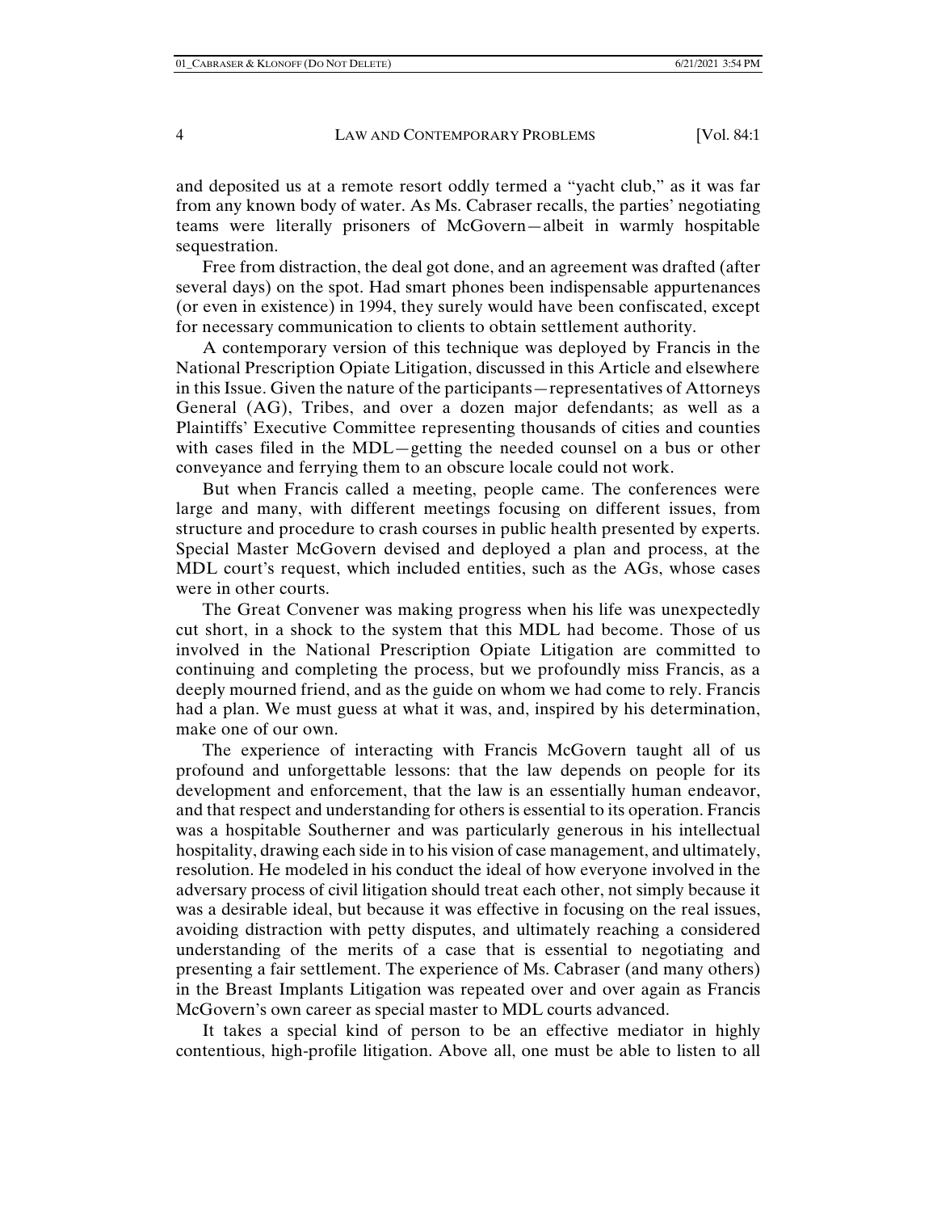and deposited us at a remote resort oddly termed a "yacht club," as it was far from any known body of water. As Ms. Cabraser recalls, the parties' negotiating teams were literally prisoners of McGovern—albeit in warmly hospitable sequestration.

Free from distraction, the deal got done, and an agreement was drafted (after several days) on the spot. Had smart phones been indispensable appurtenances (or even in existence) in 1994, they surely would have been confiscated, except for necessary communication to clients to obtain settlement authority.

A contemporary version of this technique was deployed by Francis in the National Prescription Opiate Litigation, discussed in this Article and elsewhere in this Issue. Given the nature of the participants—representatives of Attorneys General (AG), Tribes, and over a dozen major defendants; as well as a Plaintiffs' Executive Committee representing thousands of cities and counties with cases filed in the MDL—getting the needed counsel on a bus or other conveyance and ferrying them to an obscure locale could not work.

But when Francis called a meeting, people came. The conferences were large and many, with different meetings focusing on different issues, from structure and procedure to crash courses in public health presented by experts. Special Master McGovern devised and deployed a plan and process, at the MDL court's request, which included entities, such as the AGs, whose cases were in other courts.

The Great Convener was making progress when his life was unexpectedly cut short, in a shock to the system that this MDL had become. Those of us involved in the National Prescription Opiate Litigation are committed to continuing and completing the process, but we profoundly miss Francis, as a deeply mourned friend, and as the guide on whom we had come to rely. Francis had a plan. We must guess at what it was, and, inspired by his determination, make one of our own.

The experience of interacting with Francis McGovern taught all of us profound and unforgettable lessons: that the law depends on people for its development and enforcement, that the law is an essentially human endeavor, and that respect and understanding for others is essential to its operation. Francis was a hospitable Southerner and was particularly generous in his intellectual hospitality, drawing each side in to his vision of case management, and ultimately, resolution. He modeled in his conduct the ideal of how everyone involved in the adversary process of civil litigation should treat each other, not simply because it was a desirable ideal, but because it was effective in focusing on the real issues, avoiding distraction with petty disputes, and ultimately reaching a considered understanding of the merits of a case that is essential to negotiating and presenting a fair settlement. The experience of Ms. Cabraser (and many others) in the Breast Implants Litigation was repeated over and over again as Francis McGovern's own career as special master to MDL courts advanced.

It takes a special kind of person to be an effective mediator in highly contentious, high-profile litigation. Above all, one must be able to listen to all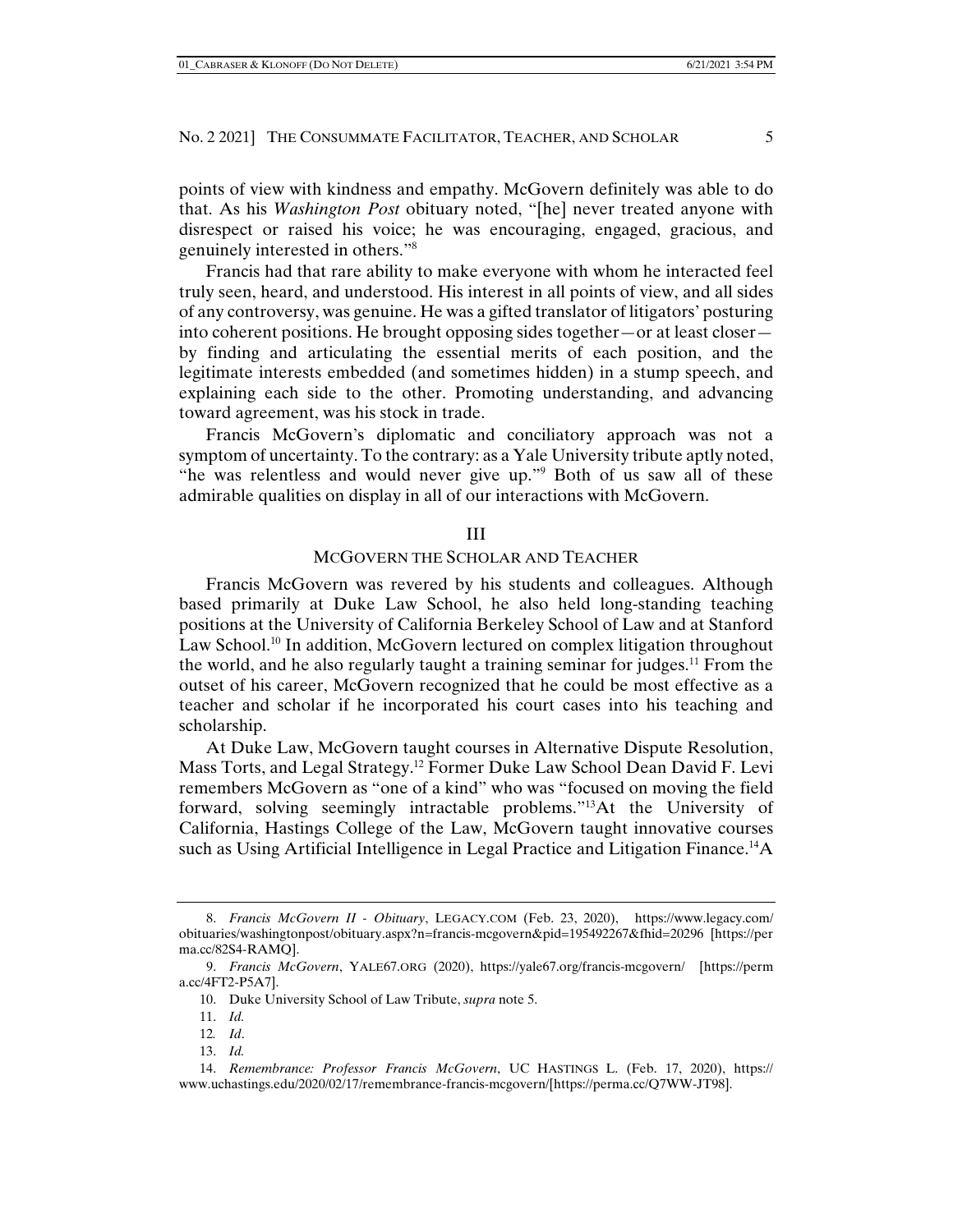points of view with kindness and empathy. McGovern definitely was able to do that. As his *Washington Post* obituary noted, "[he] never treated anyone with disrespect or raised his voice; he was encouraging, engaged, gracious, and genuinely interested in others."[8]

Francis had that rare ability to make everyone with whom he interacted feel truly seen, heard, and understood. His interest in all points of view, and all sides of any controversy, was genuine. He was a gifted translator of litigators' posturing into coherent positions. He brought opposing sides together—or at least closer—by finding and articulating the essential merits of each position, and the legitimate interests embedded (and sometimes hidden) in a stump speech, and explaining each side to the other. Promoting understanding, and advancing toward agreement, was his stock in trade.

Francis McGovern's diplomatic and conciliatory approach was not a symptom of uncertainty. To the contrary: as a Yale University tribute aptly noted, "he was relentless and would never give up."[9] Both of us saw all of these admirable qualities on display in all of our interactions with McGovern.

## III

## MCGOVERN THE SCHOLAR AND TEACHER

Francis McGovern was revered by his students and colleagues. Although based primarily at Duke Law School, he also held long-standing teaching positions at the University of California Berkeley School of Law and at Stanford Law School.[10] In addition, McGovern lectured on complex litigation throughout the world, and he also regularly taught a training seminar for judges.[11] From the outset of his career, McGovern recognized that he could be most effective as a teacher and scholar if he incorporated his court cases into his teaching and scholarship.

At Duke Law, McGovern taught courses in Alternative Dispute Resolution, Mass Torts, and Legal Strategy.[12] Former Duke Law School Dean David F. Levi remembers McGovern as "one of a kind" who was "focused on moving the field forward, solving seemingly intractable problems."[13] At the University of California, Hastings College of the Law, McGovern taught innovative courses such as Using Artificial Intelligence in Legal Practice and Litigation Finance.[14] A

---

8. *Francis McGovern II - Obituary*, LEGACY.COM (Feb. 23, 2020), https://www.legacy.com/obituaries/washingtonpost/obituary.aspx?n=francis-mcgovern&pid=195492267&fhid=20296 [https://perma.cc/82S4-RAMQ].

9. *Francis McGovern*, YALE67.ORG (2020), https://yale67.org/francis-mcgovern/ [https://perma.cc/4FT2-P5A7].

10. Duke University School of Law Tribute, *supra* note 5.

11. *Id.*

12. *Id*.

13. *Id.*

14. *Remembrance: Professor Francis McGovern*, UC HASTINGS L. (Feb. 17, 2020), https://www.uchastings.edu/2020/02/17/remembrance-francis-mcgovern/[https://perma.cc/Q7WW-JT98].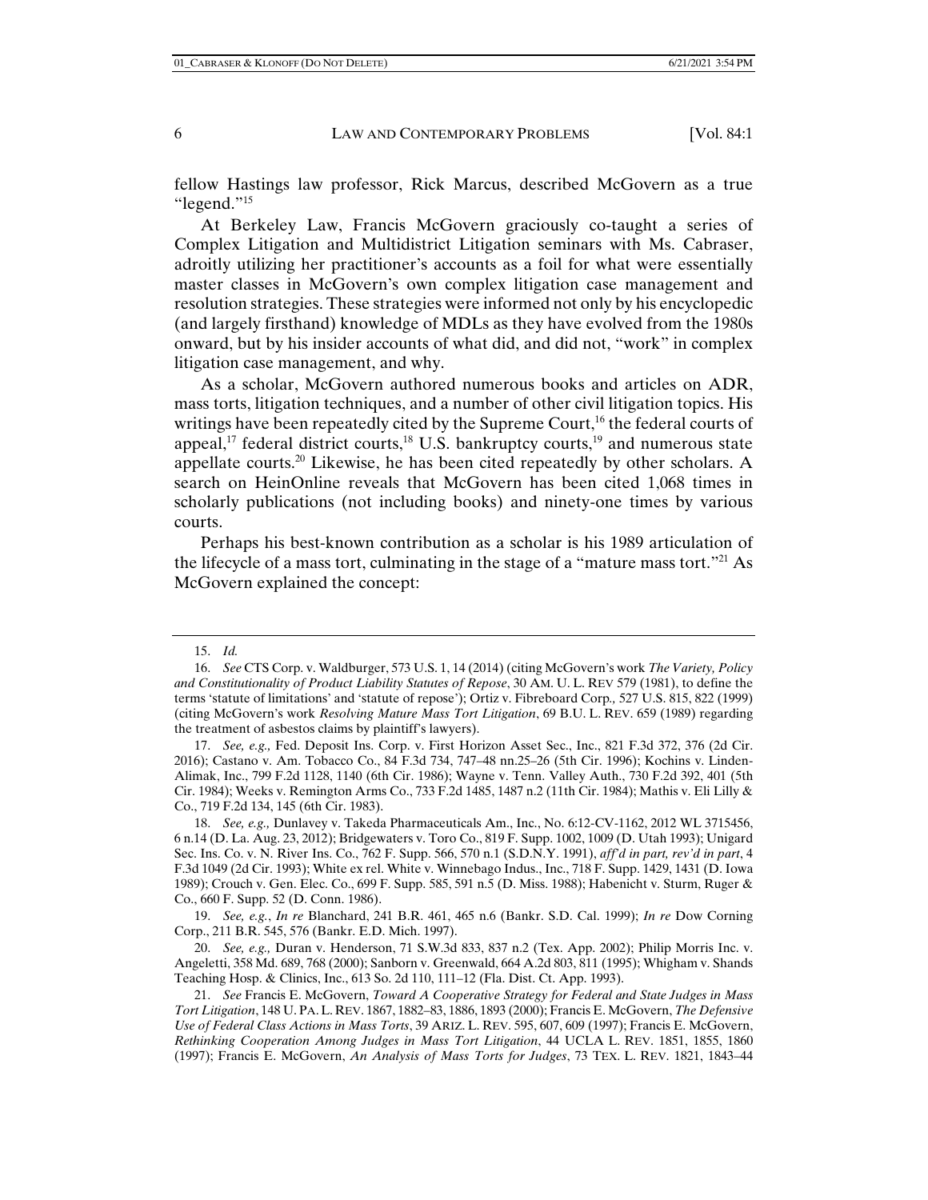fellow Hastings law professor, Rick Marcus, described McGovern as a true "legend."[15]

At Berkeley Law, Francis McGovern graciously co-taught a series of Complex Litigation and Multidistrict Litigation seminars with Ms. Cabraser, adroitly utilizing her practitioner's accounts as a foil for what were essentially master classes in McGovern's own complex litigation case management and resolution strategies. These strategies were informed not only by his encyclopedic (and largely firsthand) knowledge of MDLs as they have evolved from the 1980s onward, but by his insider accounts of what did, and did not, "work" in complex litigation case management, and why.

As a scholar, McGovern authored numerous books and articles on ADR, mass torts, litigation techniques, and a number of other civil litigation topics. His writings have been repeatedly cited by the Supreme Court,[16] the federal courts of appeal,[17] federal district courts,[18] U.S. bankruptcy courts,[19] and numerous state appellate courts.[20] Likewise, he has been cited repeatedly by other scholars. A search on HeinOnline reveals that McGovern has been cited 1,068 times in scholarly publications (not including books) and ninety-one times by various courts.

Perhaps his best-known contribution as a scholar is his 1989 articulation of the lifecycle of a mass tort, culminating in the stage of a "mature mass tort."[21] As McGovern explained the concept:

---

15. *Id.*

16. *See* CTS Corp. v. Waldburger, 573 U.S. 1, 14 (2014) (citing McGovern's work *The Variety, Policy and Constitutionality of Product Liability Statutes of Repose*, 30 AM. U. L. REV 579 (1981), to define the terms 'statute of limitations' and 'statute of repose'); Ortiz v. Fibreboard Corp*.,* 527 U.S. 815, 822 (1999) (citing McGovern's work *Resolving Mature Mass Tort Litigation*, 69 B.U. L. REV. 659 (1989) regarding the treatment of asbestos claims by plaintiff's lawyers).

17. *See, e.g.,* Fed. Deposit Ins. Corp. v. First Horizon Asset Sec., Inc., 821 F.3d 372, 376 (2d Cir. 2016); Castano v. Am. Tobacco Co., 84 F.3d 734, 747–48 nn.25–26 (5th Cir. 1996); Kochins v. Linden-Alimak, Inc., 799 F.2d 1128, 1140 (6th Cir. 1986); Wayne v. Tenn. Valley Auth., 730 F.2d 392, 401 (5th Cir. 1984); Weeks v. Remington Arms Co., 733 F.2d 1485, 1487 n.2 (11th Cir. 1984); Mathis v. Eli Lilly & Co., 719 F.2d 134, 145 (6th Cir. 1983).

18. *See, e.g.,* Dunlavey v. Takeda Pharmaceuticals Am., Inc., No. 6:12-CV-1162, 2012 WL 3715456, 6 n.14 (D. La. Aug. 23, 2012); Bridgewaters v. Toro Co., 819 F. Supp. 1002, 1009 (D. Utah 1993); Unigard Sec. Ins. Co. v. N. River Ins. Co., 762 F. Supp. 566, 570 n.1 (S.D.N.Y. 1991), *aff'd in part, rev'd in part*, 4 F.3d 1049 (2d Cir. 1993); White ex rel. White v. Winnebago Indus., Inc., 718 F. Supp. 1429, 1431 (D. Iowa 1989); Crouch v. Gen. Elec. Co., 699 F. Supp. 585, 591 n.5 (D. Miss. 1988); Habenicht v. Sturm, Ruger & Co., 660 F. Supp. 52 (D. Conn. 1986).

19. *See, e.g.*, *In re* Blanchard, 241 B.R. 461, 465 n.6 (Bankr. S.D. Cal. 1999); *In re* Dow Corning Corp., 211 B.R. 545, 576 (Bankr. E.D. Mich. 1997).

20. *See, e.g.,* Duran v. Henderson, 71 S.W.3d 833, 837 n.2 (Tex. App. 2002); Philip Morris Inc. v. Angeletti, 358 Md. 689, 768 (2000); Sanborn v. Greenwald, 664 A.2d 803, 811 (1995); Whigham v. Shands Teaching Hosp. & Clinics, Inc., 613 So. 2d 110, 111–12 (Fla. Dist. Ct. App. 1993).

21. *See* Francis E. McGovern, *Toward A Cooperative Strategy for Federal and State Judges in Mass Tort Litigation*, 148 U. PA. L. REV. 1867, 1882–83, 1886, 1893 (2000); Francis E. McGovern, *The Defensive Use of Federal Class Actions in Mass Torts*, 39 ARIZ. L. REV. 595, 607, 609 (1997); Francis E. McGovern, *Rethinking Cooperation Among Judges in Mass Tort Litigation*, 44 UCLA L. REV. 1851, 1855, 1860 (1997); Francis E. McGovern, *An Analysis of Mass Torts for Judges*, 73 TEX. L. REV. 1821, 1843–44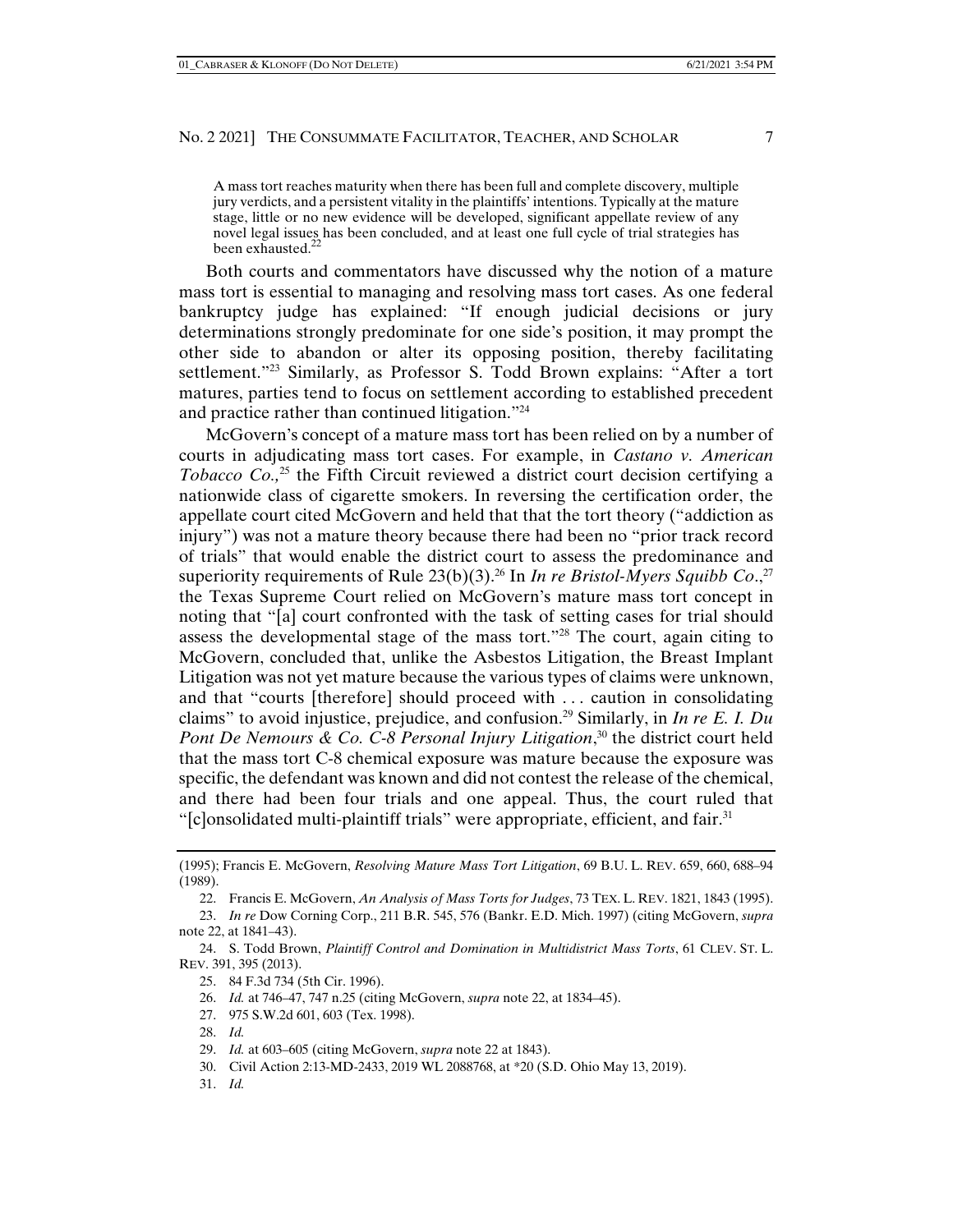> A mass tort reaches maturity when there has been full and complete discovery, multiple jury verdicts, and a persistent vitality in the plaintiffs' intentions. Typically at the mature stage, little or no new evidence will be developed, significant appellate review of any novel legal issues has been concluded, and at least one full cycle of trial strategies has been exhausted.[22]

Both courts and commentators have discussed why the notion of a mature mass tort is essential to managing and resolving mass tort cases. As one federal bankruptcy judge has explained: "If enough judicial decisions or jury determinations strongly predominate for one side's position, it may prompt the other side to abandon or alter its opposing position, thereby facilitating settlement."[23] Similarly, as Professor S. Todd Brown explains: "After a tort matures, parties tend to focus on settlement according to established precedent and practice rather than continued litigation."[24]

McGovern's concept of a mature mass tort has been relied on by a number of courts in adjudicating mass tort cases. For example, in *Castano v. American Tobacco Co.,*[25] the Fifth Circuit reviewed a district court decision certifying a nationwide class of cigarette smokers. In reversing the certification order, the appellate court cited McGovern and held that that the tort theory ("addiction as injury") was not a mature theory because there had been no "prior track record of trials" that would enable the district court to assess the predominance and superiority requirements of Rule 23(b)(3).[26] In *In re Bristol-Myers Squibb Co*.,[27] the Texas Supreme Court relied on McGovern's mature mass tort concept in noting that "[a] court confronted with the task of setting cases for trial should assess the developmental stage of the mass tort."[28] The court, again citing to McGovern, concluded that, unlike the Asbestos Litigation, the Breast Implant Litigation was not yet mature because the various types of claims were unknown, and that "courts [therefore] should proceed with . . . caution in consolidating claims" to avoid injustice, prejudice, and confusion.[29] Similarly, in *In re E. I. Du Pont De Nemours & Co. C-8 Personal Injury Litigation*,[30] the district court held that the mass tort C-8 chemical exposure was mature because the exposure was specific, the defendant was known and did not contest the release of the chemical, and there had been four trials and one appeal. Thus, the court ruled that "[c]onsolidated multi-plaintiff trials" were appropriate, efficient, and fair.[31]

---

(1995); Francis E. McGovern, *Resolving Mature Mass Tort Litigation*, 69 B.U. L. REV. 659, 660, 688–94 (1989).

22. Francis E. McGovern, *An Analysis of Mass Torts for Judges*, 73 TEX. L. REV. 1821, 1843 (1995).

23. *In re* Dow Corning Corp., 211 B.R. 545, 576 (Bankr. E.D. Mich. 1997) (citing McGovern, *supra* note 22, at 1841–43).

24. S. Todd Brown, *Plaintiff Control and Domination in Multidistrict Mass Torts*, 61 CLEV. ST. L. REV. 391, 395 (2013).

25. 84 F.3d 734 (5th Cir. 1996).

26. *Id.* at 746–47, 747 n.25 (citing McGovern, *supra* note 22, at 1834–45).

27. 975 S.W.2d 601, 603 (Tex. 1998).

28. *Id.*

29. *Id.* at 603–605 (citing McGovern, *supra* note 22 at 1843).

30. Civil Action 2:13-MD-2433, 2019 WL 2088768, at *20 (S.D. Ohio May 13, 2019).

31. *Id.*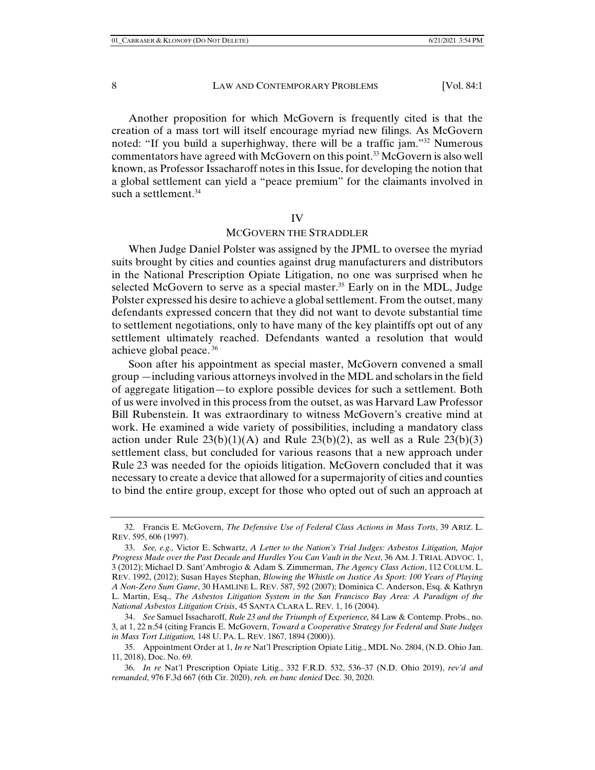Another proposition for which McGovern is frequently cited is that the creation of a mass tort will itself encourage myriad new filings. As McGovern noted: "If you build a superhighway, there will be a traffic jam."[32] Numerous commentators have agreed with McGovern on this point.[33] McGovern is also well known, as Professor Issacharoff notes in this Issue, for developing the notion that a global settlement can yield a "peace premium" for the claimants involved in such a settlement.[34]

## IV

## MCGOVERN THE STRADDLER

When Judge Daniel Polster was assigned by the JPML to oversee the myriad suits brought by cities and counties against drug manufacturers and distributors in the National Prescription Opiate Litigation, no one was surprised when he selected McGovern to serve as a special master.[35] Early on in the MDL, Judge Polster expressed his desire to achieve a global settlement. From the outset, many defendants expressed concern that they did not want to devote substantial time to settlement negotiations, only to have many of the key plaintiffs opt out of any settlement ultimately reached. Defendants wanted a resolution that would achieve global peace.[36]

Soon after his appointment as special master, McGovern convened a small group—including various attorneys involved in the MDL and scholars in the field of aggregate litigation—to explore possible devices for such a settlement. Both of us were involved in this process from the outset, as was Harvard Law Professor Bill Rubenstein. It was extraordinary to witness McGovern's creative mind at work. He examined a wide variety of possibilities, including a mandatory class action under Rule 23(b)(1)(A) and Rule 23(b)(2), as well as a Rule 23(b)(3) settlement class, but concluded for various reasons that a new approach under Rule 23 was needed for the opioids litigation. McGovern concluded that it was necessary to create a device that allowed for a supermajority of cities and counties to bind the entire group, except for those who opted out of such an approach at

---

32. Francis E. McGovern, *The Defensive Use of Federal Class Actions in Mass Torts*, 39 ARIZ. L. REV. 595, 606 (1997).

33. *See, e.g.,* Victor E. Schwartz, *A Letter to the Nation's Trial Judges: Asbestos Litigation, Major Progress Made over the Past Decade and Hurdles You Can Vault in the Next*, 36 AM. J. TRIAL ADVOC. 1, 3 (2012); Michael D. Sant'Ambrogio & Adam S. Zimmerman, *The Agency Class Action*, 112 COLUM. L. REV. 1992, (2012); Susan Hayes Stephan, *Blowing the Whistle on Justice As Sport: 100 Years of Playing A Non-Zero Sum Game*, 30 HAMLINE L. REV. 587, 592 (2007); Dominica C. Anderson, Esq. & Kathryn L. Martin, Esq., *The Asbestos Litigation System in the San Francisco Bay Area: A Paradigm of the National Asbestos Litigation Crisis*, 45 SANTA CLARA L. REV. 1, 16 (2004).

34. *See* Samuel Issacharoff, *Rule 23 and the Triumph of Experience,* 84 Law & Contemp. Probs., no. 3, at 1, 22 n.54 (citing Francis E. McGovern, *Toward a Cooperative Strategy for Federal and State Judges in Mass Tort Litigation,* 148 U. PA. L. REV. 1867, 1894 (2000)).

35. Appointment Order at 1, *In re* Nat'l Prescription Opiate Litig., MDL No. 2804, (N.D. Ohio Jan. 11, 2018), Doc. No. 69.

36. *In re* Nat'l Prescription Opiate Litig., 332 F.R.D. 532, 536–37 (N.D. Ohio 2019), *rev'd and remanded*, 976 F.3d 667 (6th Cir. 2020), *reh. en banc denied* Dec. 30, 2020.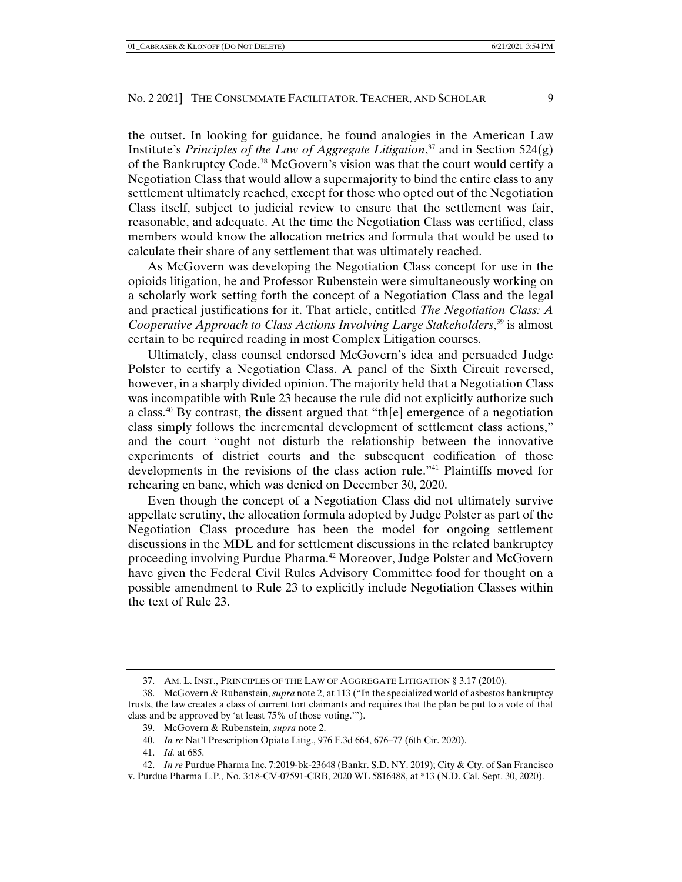the outset. In looking for guidance, he found analogies in the American Law Institute's *Principles of the Law of Aggregate Litigation*,[37] and in Section 524(g) of the Bankruptcy Code.[38] McGovern's vision was that the court would certify a Negotiation Class that would allow a supermajority to bind the entire class to any settlement ultimately reached, except for those who opted out of the Negotiation Class itself, subject to judicial review to ensure that the settlement was fair, reasonable, and adequate. At the time the Negotiation Class was certified, class members would know the allocation metrics and formula that would be used to calculate their share of any settlement that was ultimately reached.

As McGovern was developing the Negotiation Class concept for use in the opioids litigation, he and Professor Rubenstein were simultaneously working on a scholarly work setting forth the concept of a Negotiation Class and the legal and practical justifications for it. That article, entitled *The Negotiation Class: A Cooperative Approach to Class Actions Involving Large Stakeholders*,[39] is almost certain to be required reading in most Complex Litigation courses.

Ultimately, class counsel endorsed McGovern's idea and persuaded Judge Polster to certify a Negotiation Class. A panel of the Sixth Circuit reversed, however, in a sharply divided opinion. The majority held that a Negotiation Class was incompatible with Rule 23 because the rule did not explicitly authorize such a class.[40] By contrast, the dissent argued that "th[e] emergence of a negotiation class simply follows the incremental development of settlement class actions," and the court "ought not disturb the relationship between the innovative experiments of district courts and the subsequent codification of those developments in the revisions of the class action rule."[41] Plaintiffs moved for rehearing en banc, which was denied on December 30, 2020.

Even though the concept of a Negotiation Class did not ultimately survive appellate scrutiny, the allocation formula adopted by Judge Polster as part of the Negotiation Class procedure has been the model for ongoing settlement discussions in the MDL and for settlement discussions in the related bankruptcy proceeding involving Purdue Pharma.[42] Moreover, Judge Polster and McGovern have given the Federal Civil Rules Advisory Committee food for thought on a possible amendment to Rule 23 to explicitly include Negotiation Classes within the text of Rule 23.

---

37. AM. L. INST., PRINCIPLES OF THE LAW OF AGGREGATE LITIGATION § 3.17 (2010).

38. McGovern & Rubenstein, *supra* note 2, at 113 ("In the specialized world of asbestos bankruptcy trusts, the law creates a class of current tort claimants and requires that the plan be put to a vote of that class and be approved by 'at least 75% of those voting.'").

39. McGovern & Rubenstein, *supra* note 2.

40. *In re* Nat'l Prescription Opiate Litig., 976 F.3d 664, 676–77 (6th Cir. 2020).

41. *Id.* at 685.

42. *In re* Purdue Pharma Inc. 7:2019-bk-23648 (Bankr. S.D. NY. 2019); City & Cty. of San Francisco v. Purdue Pharma L.P., No. 3:18-CV-07591-CRB, 2020 WL 5816488, at *13 (N.D. Cal. Sept. 30, 2020).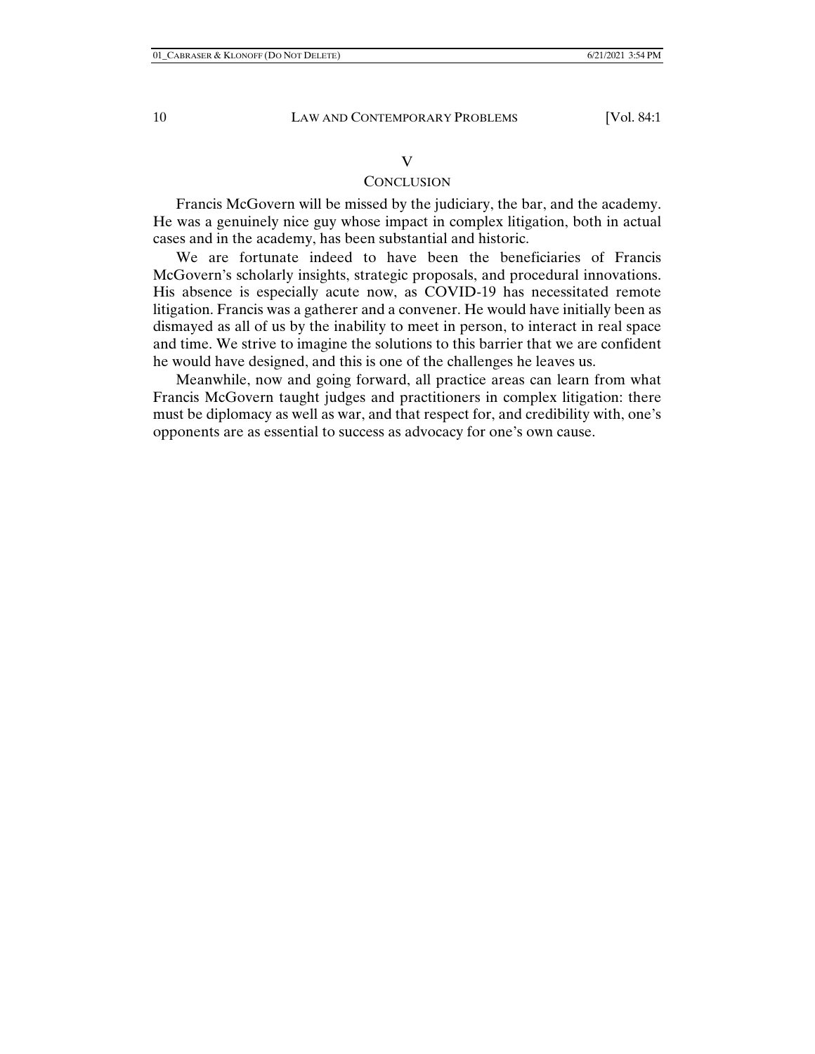## V

## CONCLUSION

Francis McGovern will be missed by the judiciary, the bar, and the academy. He was a genuinely nice guy whose impact in complex litigation, both in actual cases and in the academy, has been substantial and historic.

We are fortunate indeed to have been the beneficiaries of Francis McGovern's scholarly insights, strategic proposals, and procedural innovations. His absence is especially acute now, as COVID-19 has necessitated remote litigation. Francis was a gatherer and a convener. He would have initially been as dismayed as all of us by the inability to meet in person, to interact in real space and time. We strive to imagine the solutions to this barrier that we are confident he would have designed, and this is one of the challenges he leaves us.

Meanwhile, now and going forward, all practice areas can learn from what Francis McGovern taught judges and practitioners in complex litigation: there must be diplomacy as well as war, and that respect for, and credibility with, one's opponents are as essential to success as advocacy for one's own cause.